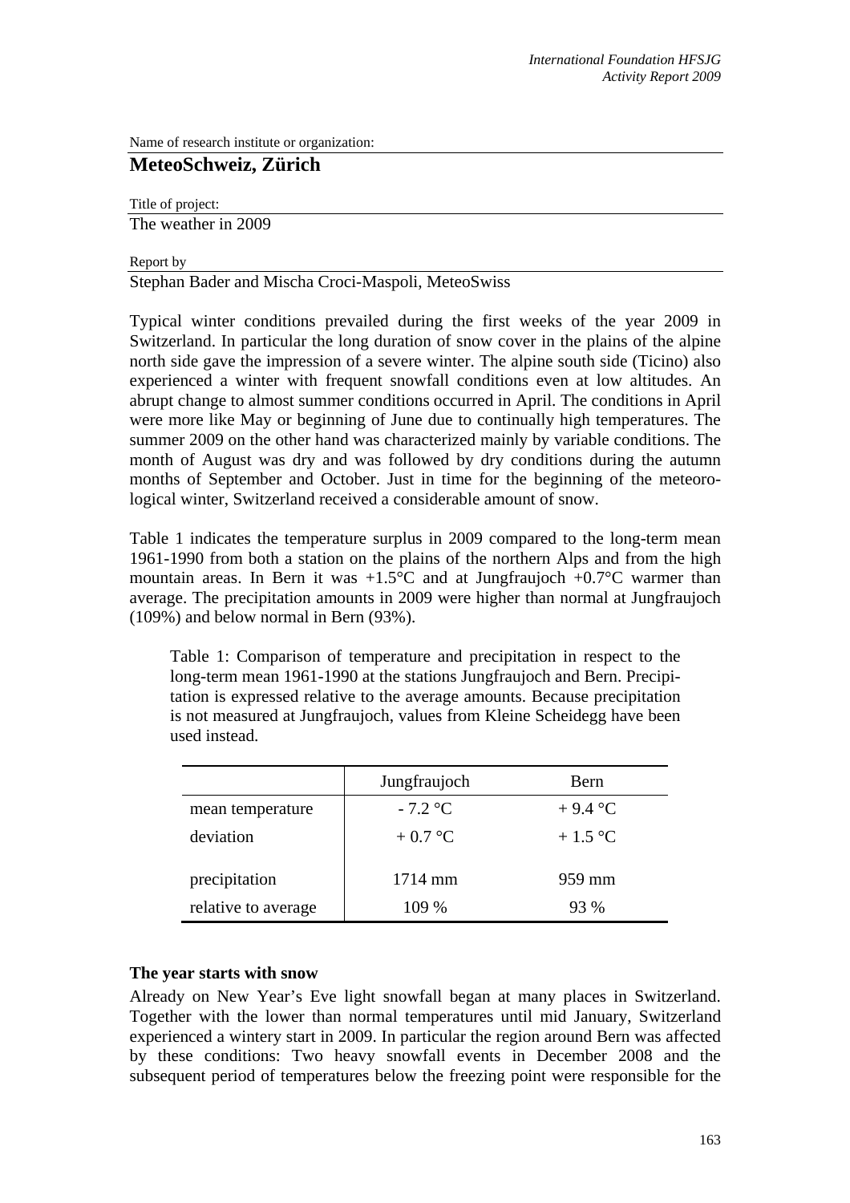Name of research institute or organization:

**MeteoSchweiz, Zürich**

Title of project:

The weather in 2009

Report by

Stephan Bader and Mischa Croci-Maspoli, MeteoSwiss

Typical winter conditions prevailed during the first weeks of the year 2009 in Switzerland. In particular the long duration of snow cover in the plains of the alpine north side gave the impression of a severe winter. The alpine south side (Ticino) also experienced a winter with frequent snowfall conditions even at low altitudes. An abrupt change to almost summer conditions occurred in April. The conditions in April were more like May or beginning of June due to continually high temperatures. The summer 2009 on the other hand was characterized mainly by variable conditions. The month of August was dry and was followed by dry conditions during the autumn months of September and October. Just in time for the beginning of the meteorological winter, Switzerland received a considerable amount of snow.

Table 1 indicates the temperature surplus in 2009 compared to the long-term mean 1961-1990 from both a station on the plains of the northern Alps and from the high mountain areas. In Bern it was +1.5°C and at Jungfraujoch +0.7°C warmer than average. The precipitation amounts in 2009 were higher than normal at Jungfraujoch (109%) and below normal in Bern (93%).

Table 1: Comparison of temperature and precipitation in respect to the long-term mean 1961-1990 at the stations Jungfraujoch and Bern. Precipitation is expressed relative to the average amounts. Because precipitation is not measured at Jungfraujoch, values from Kleine Scheidegg have been used instead.

| | Jungfraujoch | Bern |
|---|---|---|
| mean temperature | - 7.2 °C | + 9.4 °C |
| deviation | + 0.7 °C | + 1.5 °C |
| precipitation | 1714 mm | 959 mm |
| relative to average | 109 % | 93 % |

### The year starts with snow

Already on New Year's Eve light snowfall began at many places in Switzerland. Together with the lower than normal temperatures until mid January, Switzerland experienced a wintery start in 2009. In particular the region around Bern was affected by these conditions: Two heavy snowfall events in December 2008 and the subsequent period of temperatures below the freezing point were responsible for the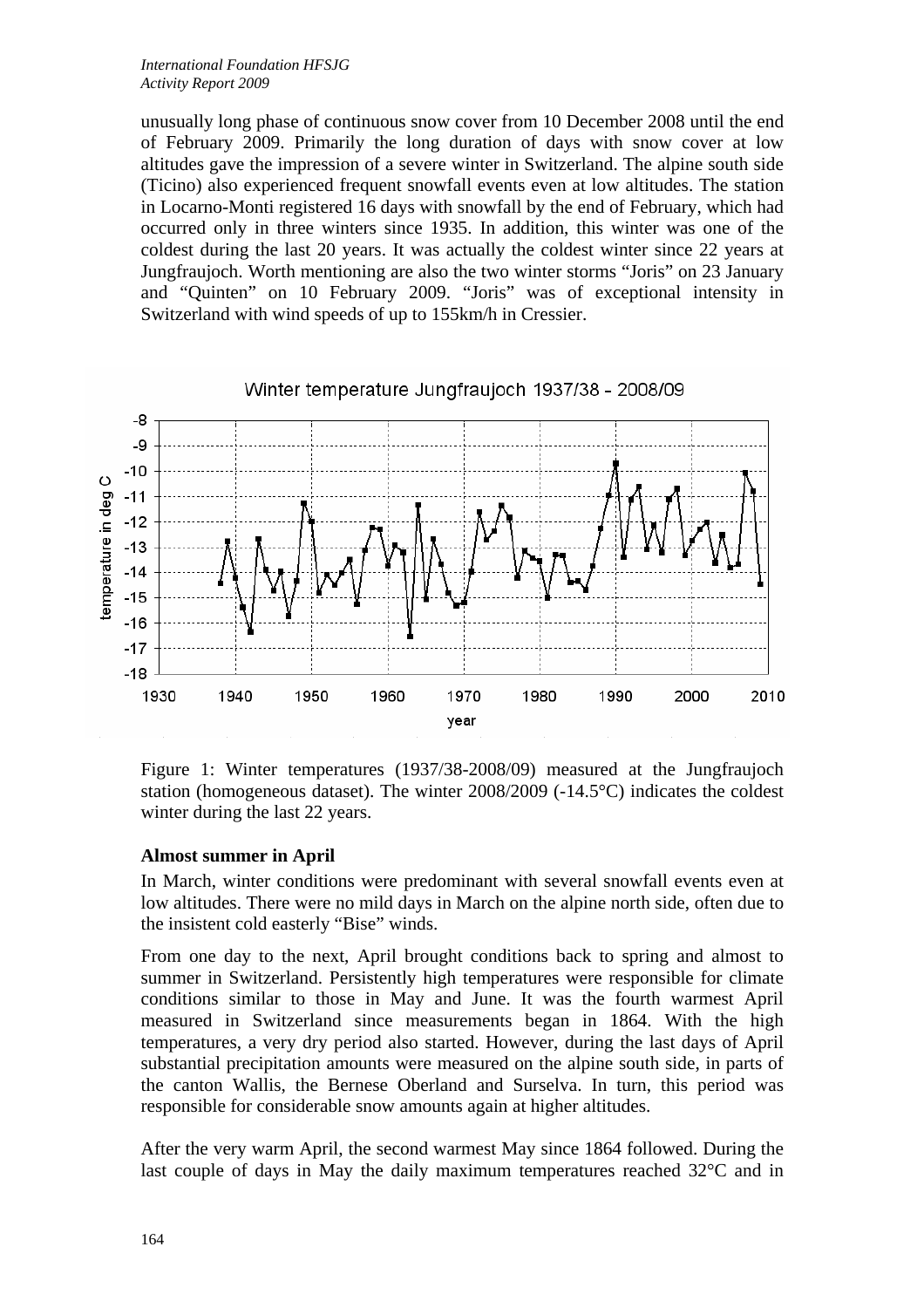unusually long phase of continuous snow cover from 10 December 2008 until the end of February 2009. Primarily the long duration of days with snow cover at low altitudes gave the impression of a severe winter in Switzerland. The alpine south side (Ticino) also experienced frequent snowfall events even at low altitudes. The station in Locarno-Monti registered 16 days with snowfall by the end of February, which had occurred only in three winters since 1935. In addition, this winter was one of the coldest during the last 20 years. It was actually the coldest winter since 22 years at Jungfraujoch. Worth mentioning are also the two winter storms "Joris" on 23 January and "Quinten" on 10 February 2009. "Joris" was of exceptional intensity in Switzerland with wind speeds of up to 155km/h in Cressier.

Figure 1: Winter temperatures (1937/38-2008/09) measured at the Jungfraujoch station (homogeneous dataset). The winter 2008/2009 (-14.5°C) indicates the coldest winter during the last 22 years.

**Almost summer in April**

In March, winter conditions were predominant with several snowfall events even at low altitudes. There were no mild days in March on the alpine north side, often due to the insistent cold easterly "Bise" winds.

From one day to the next, April brought conditions back to spring and almost to summer in Switzerland. Persistently high temperatures were responsible for climate conditions similar to those in May and June. It was the fourth warmest April measured in Switzerland since measurements began in 1864. With the high temperatures, a very dry period also started. However, during the last days of April substantial precipitation amounts were measured on the alpine south side, in parts of the canton Wallis, the Bernese Oberland and Surselva. In turn, this period was responsible for considerable snow amounts again at higher altitudes.

After the very warm April, the second warmest May since 1864 followed. During the last couple of days in May the daily maximum temperatures reached 32°C and in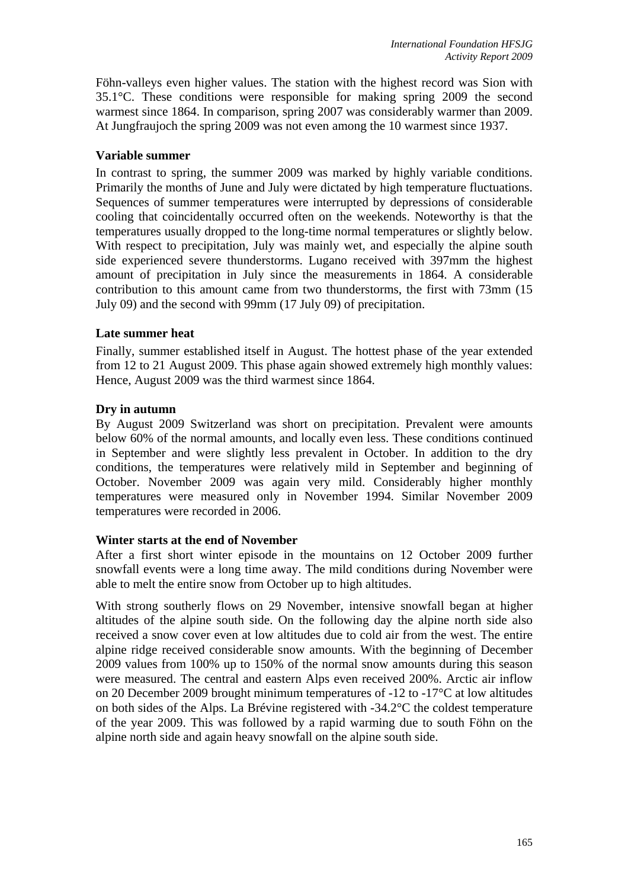Föhn-valleys even higher values. The station with the highest record was Sion with 35.1°C. These conditions were responsible for making spring 2009 the second warmest since 1864. In comparison, spring 2007 was considerably warmer than 2009. At Jungfraujoch the spring 2009 was not even among the 10 warmest since 1937.

**Variable summer**

In contrast to spring, the summer 2009 was marked by highly variable conditions. Primarily the months of June and July were dictated by high temperature fluctuations. Sequences of summer temperatures were interrupted by depressions of considerable cooling that coincidentally occurred often on the weekends. Noteworthy is that the temperatures usually dropped to the long-time normal temperatures or slightly below. With respect to precipitation, July was mainly wet, and especially the alpine south side experienced severe thunderstorms. Lugano received with 397mm the highest amount of precipitation in July since the measurements in 1864. A considerable contribution to this amount came from two thunderstorms, the first with 73mm (15 July 09) and the second with 99mm (17 July 09) of precipitation.

**Late summer heat**

Finally, summer established itself in August. The hottest phase of the year extended from 12 to 21 August 2009. This phase again showed extremely high monthly values: Hence, August 2009 was the third warmest since 1864.

**Dry in autumn**

By August 2009 Switzerland was short on precipitation. Prevalent were amounts below 60% of the normal amounts, and locally even less. These conditions continued in September and were slightly less prevalent in October. In addition to the dry conditions, the temperatures were relatively mild in September and beginning of October. November 2009 was again very mild. Considerably higher monthly temperatures were measured only in November 1994. Similar November 2009 temperatures were recorded in 2006.

**Winter starts at the end of November**

After a first short winter episode in the mountains on 12 October 2009 further snowfall events were a long time away. The mild conditions during November were able to melt the entire snow from October up to high altitudes.

With strong southerly flows on 29 November, intensive snowfall began at higher altitudes of the alpine south side. On the following day the alpine north side also received a snow cover even at low altitudes due to cold air from the west. The entire alpine ridge received considerable snow amounts. With the beginning of December 2009 values from 100% up to 150% of the normal snow amounts during this season were measured. The central and eastern Alps even received 200%. Arctic air inflow on 20 December 2009 brought minimum temperatures of -12 to -17°C at low altitudes on both sides of the Alps. La Brévine registered with -34.2°C the coldest temperature of the year 2009. This was followed by a rapid warming due to south Föhn on the alpine north side and again heavy snowfall on the alpine south side.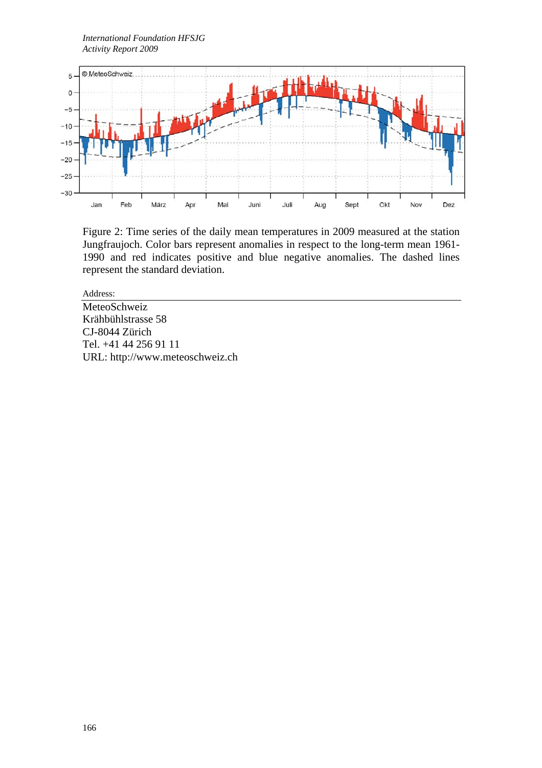© MeteoSchweiz

5
0
−5
−10
−15
−20
−25
−30

Jan Feb März Apr Mai Juni Juli Aug Sept Okt Nov Dez

Figure 2: Time series of the daily mean temperatures in 2009 measured at the station Jungfraujoch. Color bars represent anomalies in respect to the long-term mean 1961-1990 and red indicates positive and blue negative anomalies. The dashed lines represent the standard deviation.

Address:

MeteoSchweiz
Krähbühlstrasse 58
CJ-8044 Zürich
Tel. +41 44 256 91 11
URL: http://www.meteoschweiz.ch